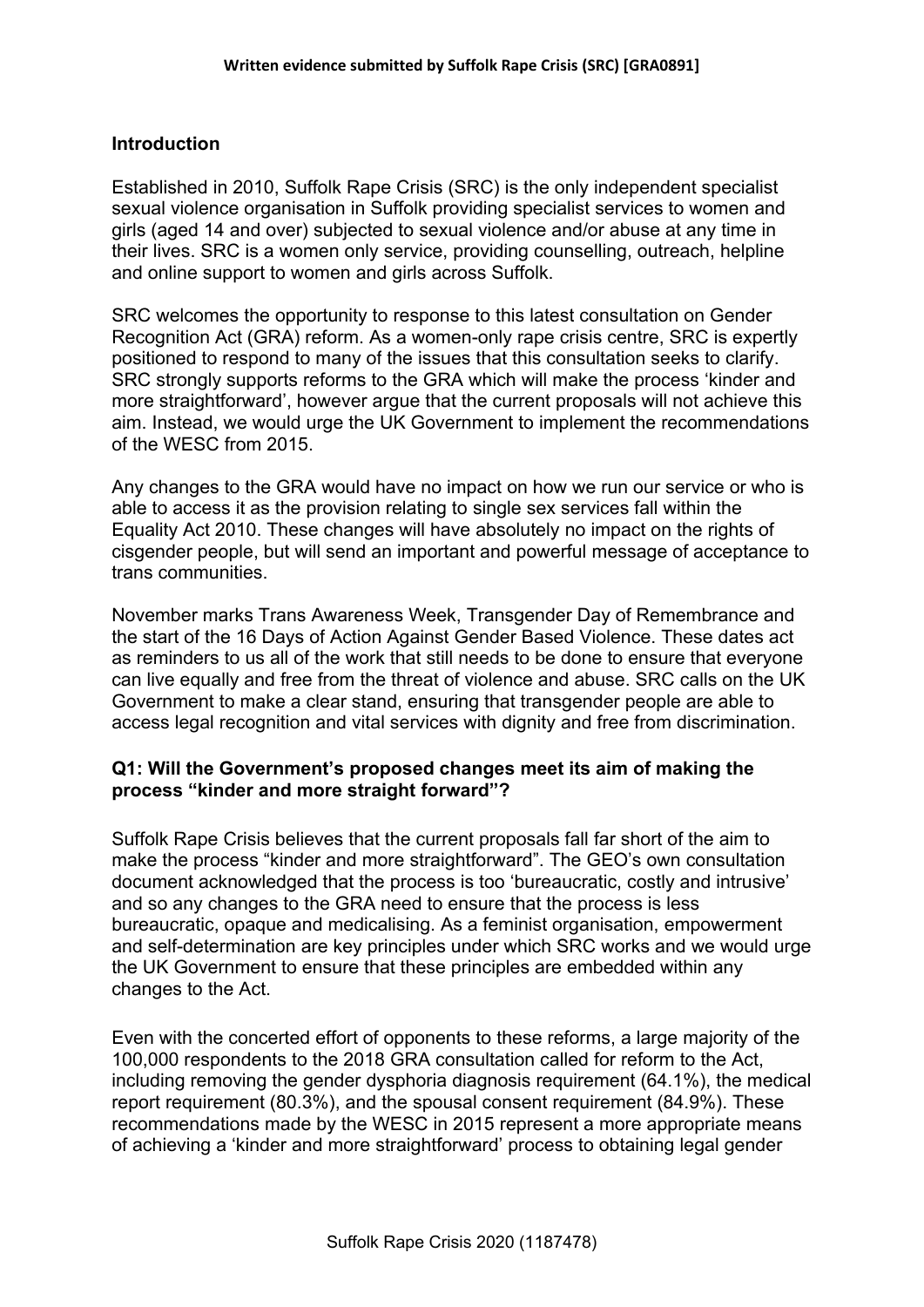**Written evidence submitted by Suffolk Rape Crisis (SRC) [GRA0891]**

## Introduction

Established in 2010, Suffolk Rape Crisis (SRC) is the only independent specialist sexual violence organisation in Suffolk providing specialist services to women and girls (aged 14 and over) subjected to sexual violence and/or abuse at any time in their lives. SRC is a women only service, providing counselling, outreach, helpline and online support to women and girls across Suffolk.

SRC welcomes the opportunity to response to this latest consultation on Gender Recognition Act (GRA) reform. As a women-only rape crisis centre, SRC is expertly positioned to respond to many of the issues that this consultation seeks to clarify. SRC strongly supports reforms to the GRA which will make the process 'kinder and more straightforward', however argue that the current proposals will not achieve this aim. Instead, we would urge the UK Government to implement the recommendations of the WESC from 2015.

Any changes to the GRA would have no impact on how we run our service or who is able to access it as the provision relating to single sex services fall within the Equality Act 2010. These changes will have absolutely no impact on the rights of cisgender people, but will send an important and powerful message of acceptance to trans communities.

November marks Trans Awareness Week, Transgender Day of Remembrance and the start of the 16 Days of Action Against Gender Based Violence. These dates act as reminders to us all of the work that still needs to be done to ensure that everyone can live equally and free from the threat of violence and abuse. SRC calls on the UK Government to make a clear stand, ensuring that transgender people are able to access legal recognition and vital services with dignity and free from discrimination.

### Q1: Will the Government's proposed changes meet its aim of making the process "kinder and more straight forward"?

Suffolk Rape Crisis believes that the current proposals fall far short of the aim to make the process "kinder and more straightforward". The GEO's own consultation document acknowledged that the process is too 'bureaucratic, costly and intrusive' and so any changes to the GRA need to ensure that the process is less bureaucratic, opaque and medicalising. As a feminist organisation, empowerment and self-determination are key principles under which SRC works and we would urge the UK Government to ensure that these principles are embedded within any changes to the Act.

Even with the concerted effort of opponents to these reforms, a large majority of the 100,000 respondents to the 2018 GRA consultation called for reform to the Act, including removing the gender dysphoria diagnosis requirement (64.1%), the medical report requirement (80.3%), and the spousal consent requirement (84.9%). These recommendations made by the WESC in 2015 represent a more appropriate means of achieving a 'kinder and more straightforward' process to obtaining legal gender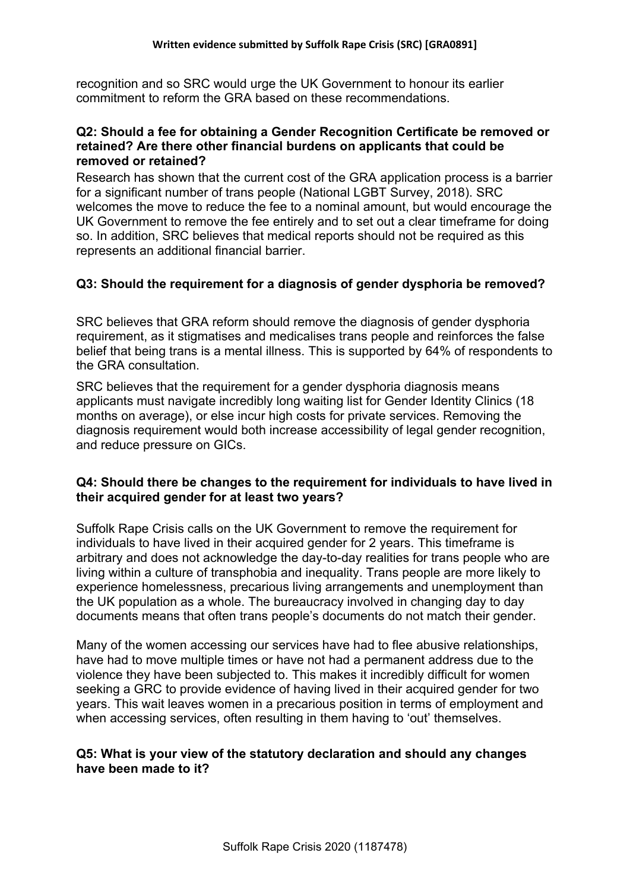recognition and so SRC would urge the UK Government to honour its earlier commitment to reform the GRA based on these recommendations.

**Q2: Should a fee for obtaining a Gender Recognition Certificate be removed or retained? Are there other financial burdens on applicants that could be removed or retained?**

Research has shown that the current cost of the GRA application process is a barrier for a significant number of trans people (National LGBT Survey, 2018). SRC welcomes the move to reduce the fee to a nominal amount, but would encourage the UK Government to remove the fee entirely and to set out a clear timeframe for doing so. In addition, SRC believes that medical reports should not be required as this represents an additional financial barrier.

**Q3: Should the requirement for a diagnosis of gender dysphoria be removed?**

SRC believes that GRA reform should remove the diagnosis of gender dysphoria requirement, as it stigmatises and medicalises trans people and reinforces the false belief that being trans is a mental illness. This is supported by 64% of respondents to the GRA consultation.

SRC believes that the requirement for a gender dysphoria diagnosis means applicants must navigate incredibly long waiting list for Gender Identity Clinics (18 months on average), or else incur high costs for private services. Removing the diagnosis requirement would both increase accessibility of legal gender recognition, and reduce pressure on GICs.

**Q4: Should there be changes to the requirement for individuals to have lived in their acquired gender for at least two years?**

Suffolk Rape Crisis calls on the UK Government to remove the requirement for individuals to have lived in their acquired gender for 2 years. This timeframe is arbitrary and does not acknowledge the day-to-day realities for trans people who are living within a culture of transphobia and inequality. Trans people are more likely to experience homelessness, precarious living arrangements and unemployment than the UK population as a whole. The bureaucracy involved in changing day to day documents means that often trans people's documents do not match their gender.

Many of the women accessing our services have had to flee abusive relationships, have had to move multiple times or have not had a permanent address due to the violence they have been subjected to. This makes it incredibly difficult for women seeking a GRC to provide evidence of having lived in their acquired gender for two years. This wait leaves women in a precarious position in terms of employment and when accessing services, often resulting in them having to 'out' themselves.

**Q5: What is your view of the statutory declaration and should any changes have been made to it?**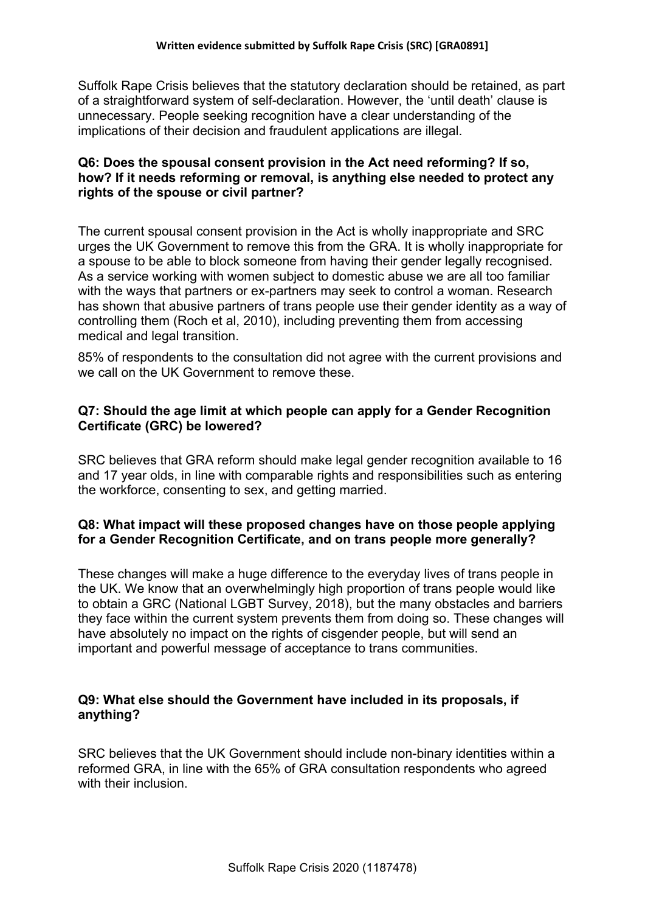Suffolk Rape Crisis believes that the statutory declaration should be retained, as part of a straightforward system of self-declaration. However, the 'until death' clause is unnecessary. People seeking recognition have a clear understanding of the implications of their decision and fraudulent applications are illegal.

**Q6: Does the spousal consent provision in the Act need reforming? If so, how? If it needs reforming or removal, is anything else needed to protect any rights of the spouse or civil partner?**

The current spousal consent provision in the Act is wholly inappropriate and SRC urges the UK Government to remove this from the GRA. It is wholly inappropriate for a spouse to be able to block someone from having their gender legally recognised. As a service working with women subject to domestic abuse we are all too familiar with the ways that partners or ex-partners may seek to control a woman. Research has shown that abusive partners of trans people use their gender identity as a way of controlling them (Roch et al, 2010), including preventing them from accessing medical and legal transition.

85% of respondents to the consultation did not agree with the current provisions and we call on the UK Government to remove these.

**Q7: Should the age limit at which people can apply for a Gender Recognition Certificate (GRC) be lowered?**

SRC believes that GRA reform should make legal gender recognition available to 16 and 17 year olds, in line with comparable rights and responsibilities such as entering the workforce, consenting to sex, and getting married.

**Q8: What impact will these proposed changes have on those people applying for a Gender Recognition Certificate, and on trans people more generally?**

These changes will make a huge difference to the everyday lives of trans people in the UK. We know that an overwhelmingly high proportion of trans people would like to obtain a GRC (National LGBT Survey, 2018), but the many obstacles and barriers they face within the current system prevents them from doing so. These changes will have absolutely no impact on the rights of cisgender people, but will send an important and powerful message of acceptance to trans communities.

**Q9: What else should the Government have included in its proposals, if anything?**

SRC believes that the UK Government should include non-binary identities within a reformed GRA, in line with the 65% of GRA consultation respondents who agreed with their inclusion.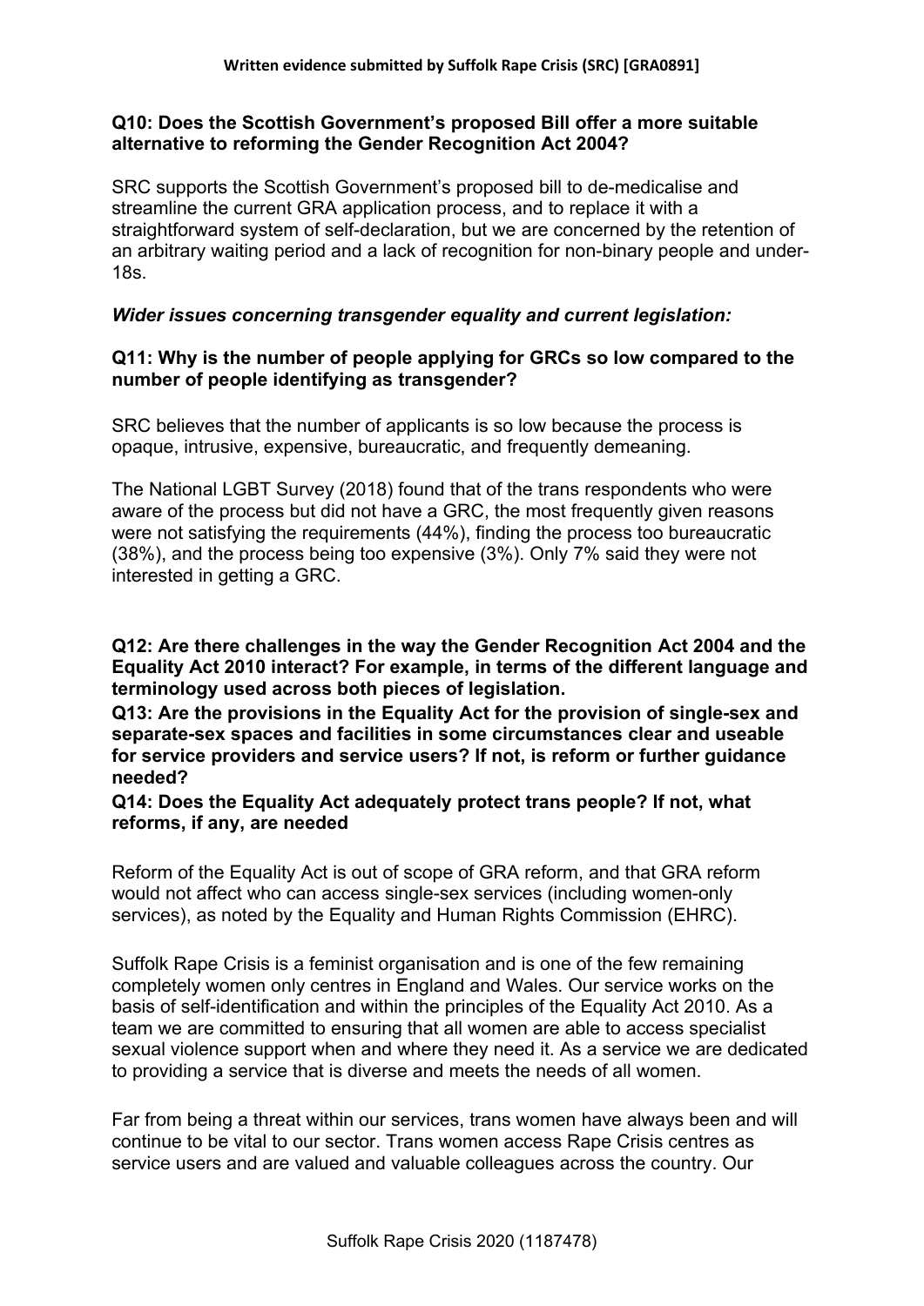**Q10: Does the Scottish Government's proposed Bill offer a more suitable alternative to reforming the Gender Recognition Act 2004?**

SRC supports the Scottish Government's proposed bill to de-medicalise and streamline the current GRA application process, and to replace it with a straightforward system of self-declaration, but we are concerned by the retention of an arbitrary waiting period and a lack of recognition for non-binary people and under-18s.

***Wider issues concerning transgender equality and current legislation:***

**Q11: Why is the number of people applying for GRCs so low compared to the number of people identifying as transgender?**

SRC believes that the number of applicants is so low because the process is opaque, intrusive, expensive, bureaucratic, and frequently demeaning.

The National LGBT Survey (2018) found that of the trans respondents who were aware of the process but did not have a GRC, the most frequently given reasons were not satisfying the requirements (44%), finding the process too bureaucratic (38%), and the process being too expensive (3%). Only 7% said they were not interested in getting a GRC.

**Q12: Are there challenges in the way the Gender Recognition Act 2004 and the Equality Act 2010 interact? For example, in terms of the different language and terminology used across both pieces of legislation.**
**Q13: Are the provisions in the Equality Act for the provision of single-sex and separate-sex spaces and facilities in some circumstances clear and useable for service providers and service users? If not, is reform or further guidance needed?**
**Q14: Does the Equality Act adequately protect trans people? If not, what reforms, if any, are needed**

Reform of the Equality Act is out of scope of GRA reform, and that GRA reform would not affect who can access single-sex services (including women-only services), as noted by the Equality and Human Rights Commission (EHRC).

Suffolk Rape Crisis is a feminist organisation and is one of the few remaining completely women only centres in England and Wales. Our service works on the basis of self-identification and within the principles of the Equality Act 2010. As a team we are committed to ensuring that all women are able to access specialist sexual violence support when and where they need it. As a service we are dedicated to providing a service that is diverse and meets the needs of all women.

Far from being a threat within our services, trans women have always been and will continue to be vital to our sector. Trans women access Rape Crisis centres as service users and are valued and valuable colleagues across the country. Our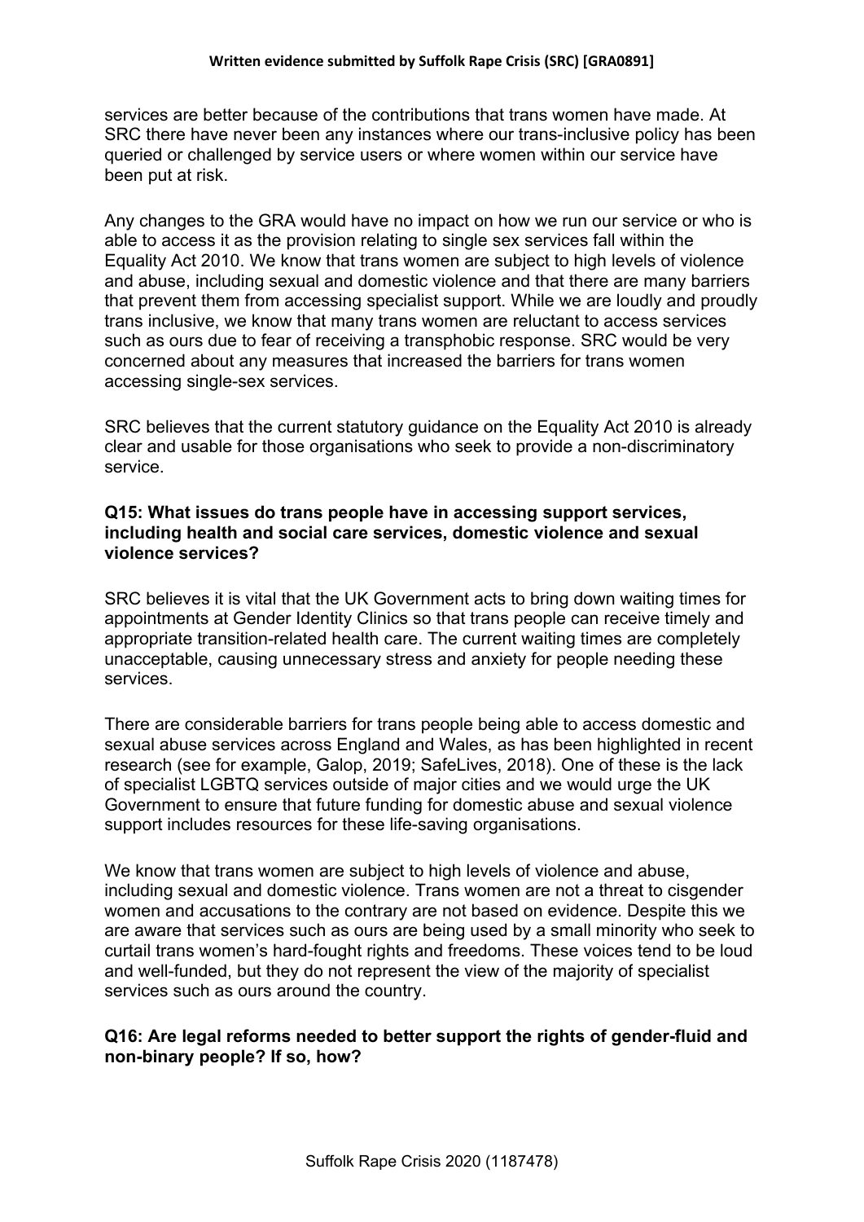services are better because of the contributions that trans women have made. At SRC there have never been any instances where our trans-inclusive policy has been queried or challenged by service users or where women within our service have been put at risk.

Any changes to the GRA would have no impact on how we run our service or who is able to access it as the provision relating to single sex services fall within the Equality Act 2010. We know that trans women are subject to high levels of violence and abuse, including sexual and domestic violence and that there are many barriers that prevent them from accessing specialist support. While we are loudly and proudly trans inclusive, we know that many trans women are reluctant to access services such as ours due to fear of receiving a transphobic response. SRC would be very concerned about any measures that increased the barriers for trans women accessing single-sex services.

SRC believes that the current statutory guidance on the Equality Act 2010 is already clear and usable for those organisations who seek to provide a non-discriminatory service.

**Q15: What issues do trans people have in accessing support services, including health and social care services, domestic violence and sexual violence services?**

SRC believes it is vital that the UK Government acts to bring down waiting times for appointments at Gender Identity Clinics so that trans people can receive timely and appropriate transition-related health care. The current waiting times are completely unacceptable, causing unnecessary stress and anxiety for people needing these services.

There are considerable barriers for trans people being able to access domestic and sexual abuse services across England and Wales, as has been highlighted in recent research (see for example, Galop, 2019; SafeLives, 2018). One of these is the lack of specialist LGBTQ services outside of major cities and we would urge the UK Government to ensure that future funding for domestic abuse and sexual violence support includes resources for these life-saving organisations.

We know that trans women are subject to high levels of violence and abuse, including sexual and domestic violence. Trans women are not a threat to cisgender women and accusations to the contrary are not based on evidence. Despite this we are aware that services such as ours are being used by a small minority who seek to curtail trans women's hard-fought rights and freedoms. These voices tend to be loud and well-funded, but they do not represent the view of the majority of specialist services such as ours around the country.

**Q16: Are legal reforms needed to better support the rights of gender-fluid and non-binary people? If so, how?**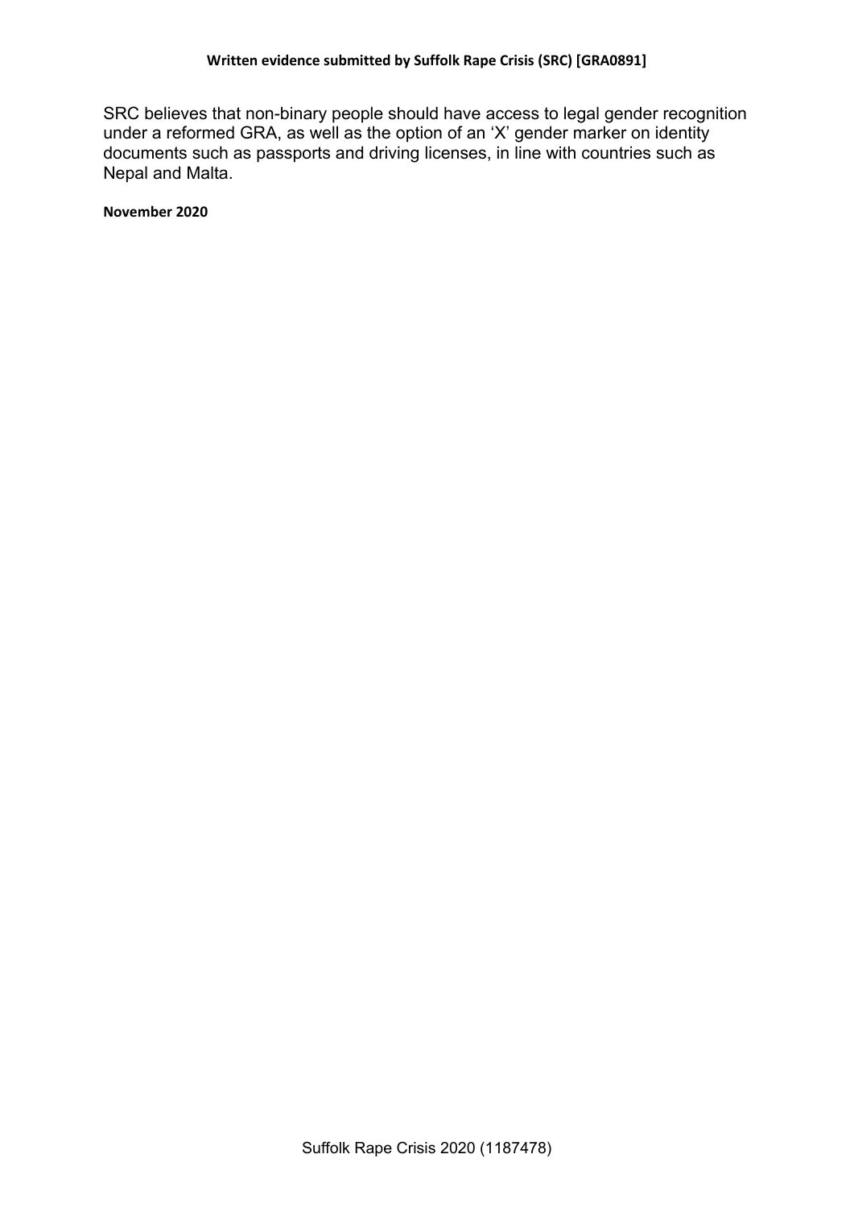SRC believes that non-binary people should have access to legal gender recognition under a reformed GRA, as well as the option of an 'X' gender marker on identity documents such as passports and driving licenses, in line with countries such as Nepal and Malta.

**November 2020**